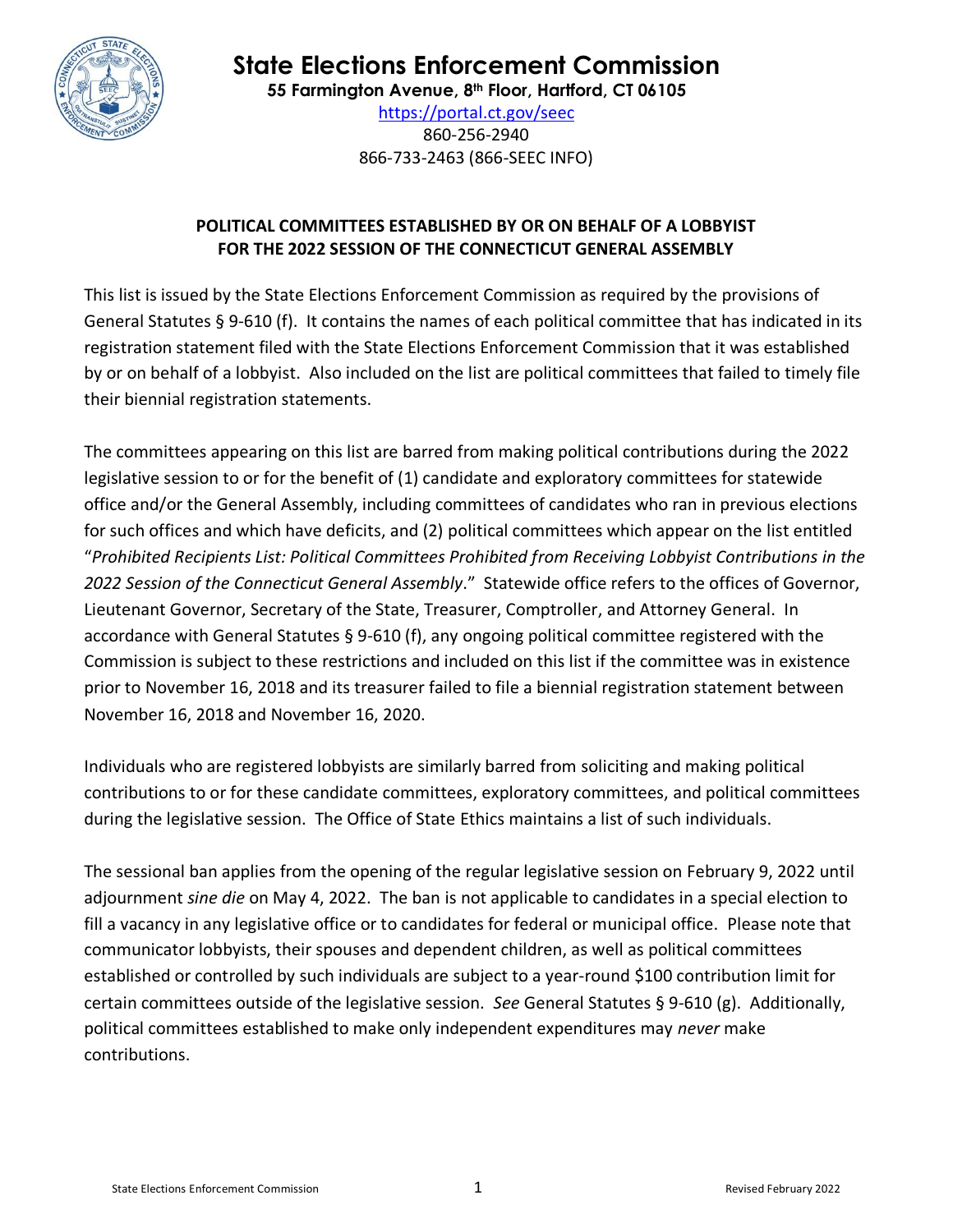# State Elections Enforcement Commission

**55 Farmington Avenue, 8th Floor, Hartford, CT 06105**

https://portal.ct.gov/seec

860-256-2940

866-733-2463 (866-SEEC INFO)

## POLITICAL COMMITTEES ESTABLISHED BY OR ON BEHALF OF A LOBBYIST FOR THE 2022 SESSION OF THE CONNECTICUT GENERAL ASSEMBLY

This list is issued by the State Elections Enforcement Commission as required by the provisions of General Statutes § 9-610 (f). It contains the names of each political committee that has indicated in its registration statement filed with the State Elections Enforcement Commission that it was established by or on behalf of a lobbyist. Also included on the list are political committees that failed to timely file their biennial registration statements.

The committees appearing on this list are barred from making political contributions during the 2022 legislative session to or for the benefit of (1) candidate and exploratory committees for statewide office and/or the General Assembly, including committees of candidates who ran in previous elections for such offices and which have deficits, and (2) political committees which appear on the list entitled "*Prohibited Recipients List: Political Committees Prohibited from Receiving Lobbyist Contributions in the 2022 Session of the Connecticut General Assembly*." Statewide office refers to the offices of Governor, Lieutenant Governor, Secretary of the State, Treasurer, Comptroller, and Attorney General. In accordance with General Statutes § 9-610 (f), any ongoing political committee registered with the Commission is subject to these restrictions and included on this list if the committee was in existence prior to November 16, 2018 and its treasurer failed to file a biennial registration statement between November 16, 2018 and November 16, 2020.

Individuals who are registered lobbyists are similarly barred from soliciting and making political contributions to or for these candidate committees, exploratory committees, and political committees during the legislative session. The Office of State Ethics maintains a list of such individuals.

The sessional ban applies from the opening of the regular legislative session on February 9, 2022 until adjournment *sine die* on May 4, 2022. The ban is not applicable to candidates in a special election to fill a vacancy in any legislative office or to candidates for federal or municipal office. Please note that communicator lobbyists, their spouses and dependent children, as well as political committees established or controlled by such individuals are subject to a year-round $100 contribution limit for certain committees outside of the legislative session. *See* General Statutes § 9-610 (g). Additionally, political committees established to make only independent expenditures may *never* make contributions.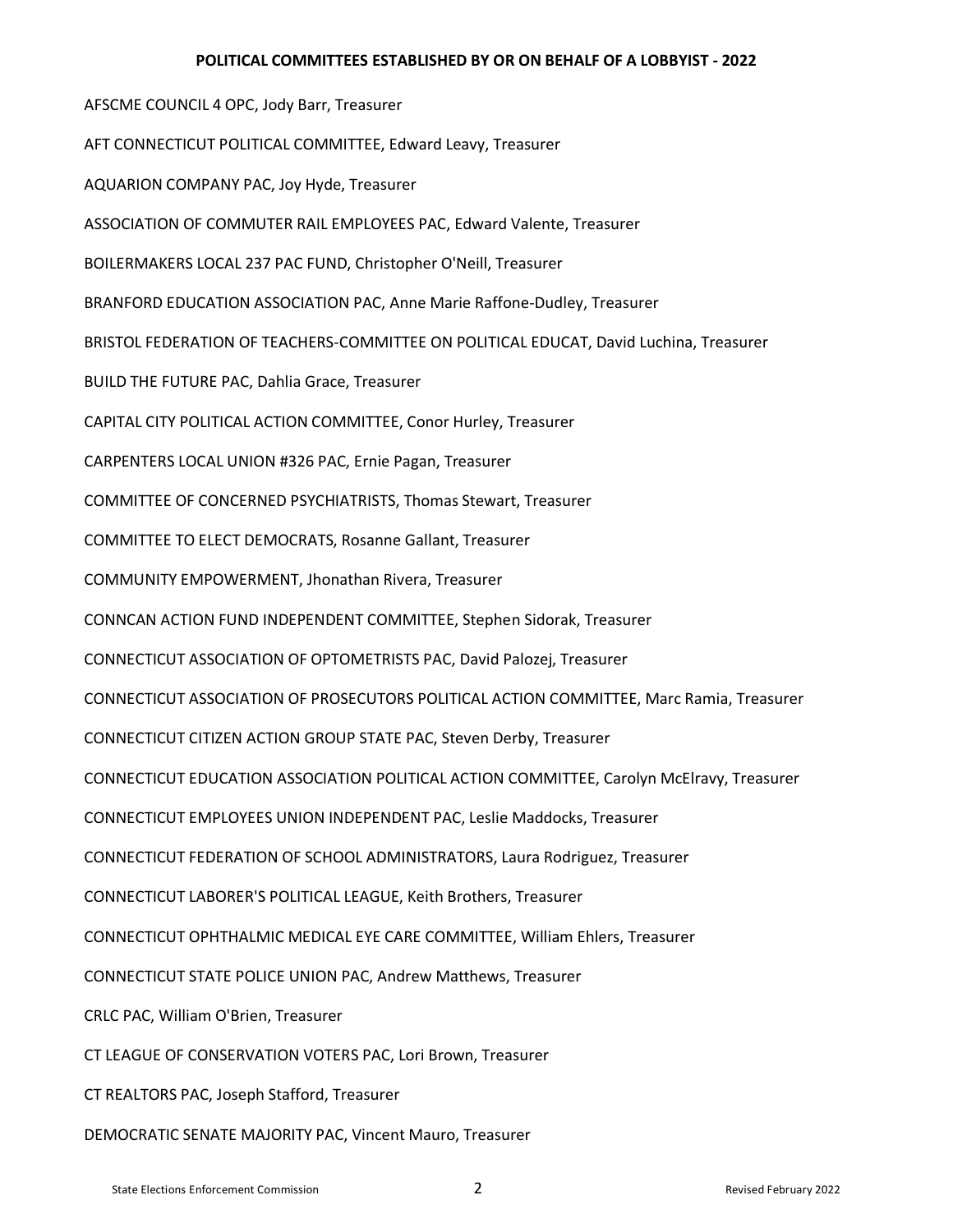# POLITICAL COMMITTEES ESTABLISHED BY OR ON BEHALF OF A LOBBYIST - 2022

AFSCME COUNCIL 4 OPC, Jody Barr, Treasurer

AFT CONNECTICUT POLITICAL COMMITTEE, Edward Leavy, Treasurer

AQUARION COMPANY PAC, Joy Hyde, Treasurer

ASSOCIATION OF COMMUTER RAIL EMPLOYEES PAC, Edward Valente, Treasurer

BOILERMAKERS LOCAL 237 PAC FUND, Christopher O'Neill, Treasurer

BRANFORD EDUCATION ASSOCIATION PAC, Anne Marie Raffone-Dudley, Treasurer

BRISTOL FEDERATION OF TEACHERS-COMMITTEE ON POLITICAL EDUCAT, David Luchina, Treasurer

BUILD THE FUTURE PAC, Dahlia Grace, Treasurer

CAPITAL CITY POLITICAL ACTION COMMITTEE, Conor Hurley, Treasurer

CARPENTERS LOCAL UNION #326 PAC, Ernie Pagan, Treasurer

COMMITTEE OF CONCERNED PSYCHIATRISTS, Thomas Stewart, Treasurer

COMMITTEE TO ELECT DEMOCRATS, Rosanne Gallant, Treasurer

COMMUNITY EMPOWERMENT, Jhonathan Rivera, Treasurer

CONNCAN ACTION FUND INDEPENDENT COMMITTEE, Stephen Sidorak, Treasurer

CONNECTICUT ASSOCIATION OF OPTOMETRISTS PAC, David Palozej, Treasurer

CONNECTICUT ASSOCIATION OF PROSECUTORS POLITICAL ACTION COMMITTEE, Marc Ramia, Treasurer

CONNECTICUT CITIZEN ACTION GROUP STATE PAC, Steven Derby, Treasurer

CONNECTICUT EDUCATION ASSOCIATION POLITICAL ACTION COMMITTEE, Carolyn McElravy, Treasurer

CONNECTICUT EMPLOYEES UNION INDEPENDENT PAC, Leslie Maddocks, Treasurer

CONNECTICUT FEDERATION OF SCHOOL ADMINISTRATORS, Laura Rodriguez, Treasurer

CONNECTICUT LABORER'S POLITICAL LEAGUE, Keith Brothers, Treasurer

CONNECTICUT OPHTHALMIC MEDICAL EYE CARE COMMITTEE, William Ehlers, Treasurer

CONNECTICUT STATE POLICE UNION PAC, Andrew Matthews, Treasurer

CRLC PAC, William O'Brien, Treasurer

CT LEAGUE OF CONSERVATION VOTERS PAC, Lori Brown, Treasurer

CT REALTORS PAC, Joseph Stafford, Treasurer

DEMOCRATIC SENATE MAJORITY PAC, Vincent Mauro, Treasurer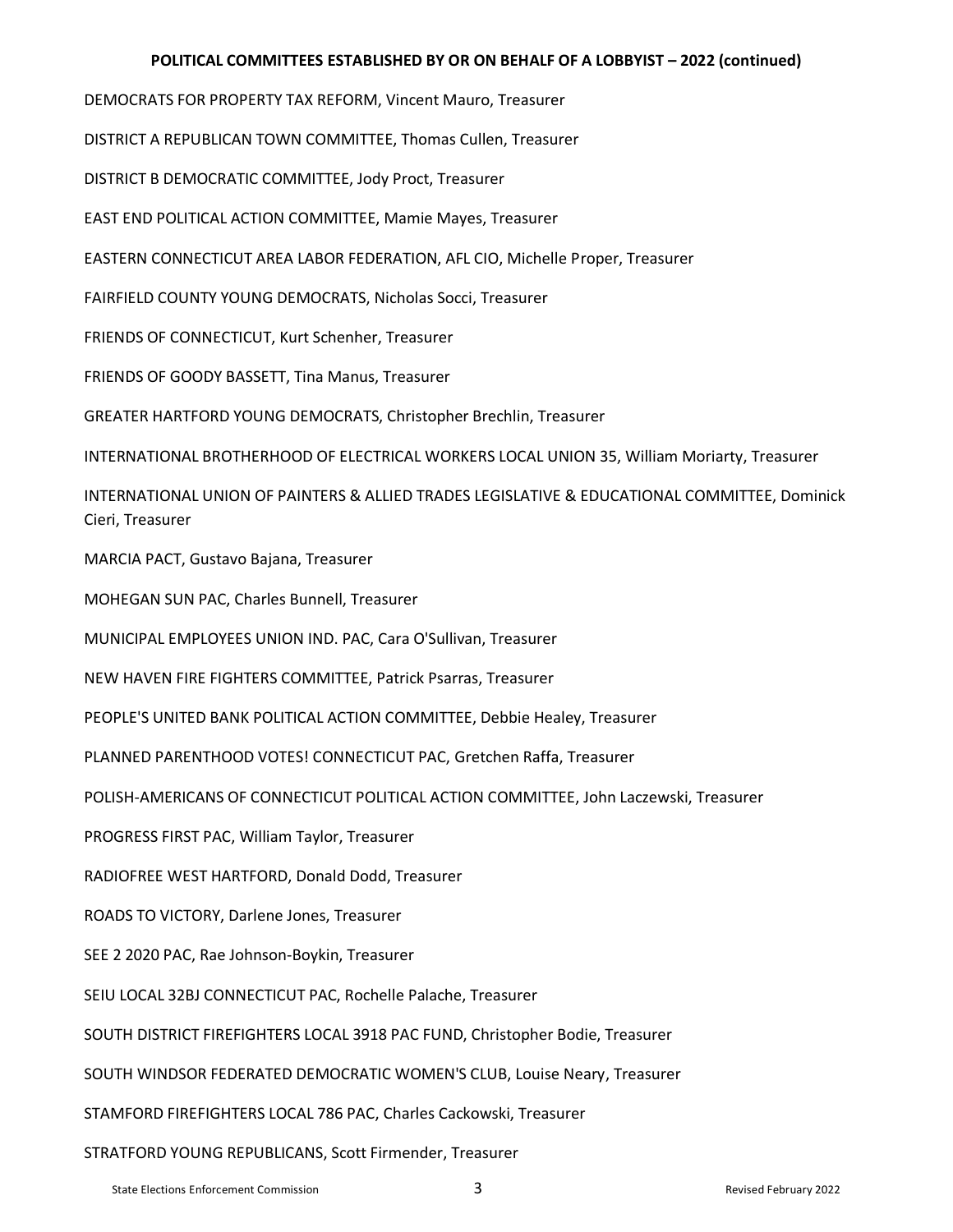**POLITICAL COMMITTEES ESTABLISHED BY OR ON BEHALF OF A LOBBYIST – 2022 (continued)**

DEMOCRATS FOR PROPERTY TAX REFORM, Vincent Mauro, Treasurer

DISTRICT A REPUBLICAN TOWN COMMITTEE, Thomas Cullen, Treasurer

DISTRICT B DEMOCRATIC COMMITTEE, Jody Proct, Treasurer

EAST END POLITICAL ACTION COMMITTEE, Mamie Mayes, Treasurer

EASTERN CONNECTICUT AREA LABOR FEDERATION, AFL CIO, Michelle Proper, Treasurer

FAIRFIELD COUNTY YOUNG DEMOCRATS, Nicholas Socci, Treasurer

FRIENDS OF CONNECTICUT, Kurt Schenher, Treasurer

FRIENDS OF GOODY BASSETT, Tina Manus, Treasurer

GREATER HARTFORD YOUNG DEMOCRATS, Christopher Brechlin, Treasurer

INTERNATIONAL BROTHERHOOD OF ELECTRICAL WORKERS LOCAL UNION 35, William Moriarty, Treasurer

INTERNATIONAL UNION OF PAINTERS & ALLIED TRADES LEGISLATIVE & EDUCATIONAL COMMITTEE, Dominick Cieri, Treasurer

MARCIA PACT, Gustavo Bajana, Treasurer

MOHEGAN SUN PAC, Charles Bunnell, Treasurer

MUNICIPAL EMPLOYEES UNION IND. PAC, Cara O'Sullivan, Treasurer

NEW HAVEN FIRE FIGHTERS COMMITTEE, Patrick Psarras, Treasurer

PEOPLE'S UNITED BANK POLITICAL ACTION COMMITTEE, Debbie Healey, Treasurer

PLANNED PARENTHOOD VOTES! CONNECTICUT PAC, Gretchen Raffa, Treasurer

POLISH-AMERICANS OF CONNECTICUT POLITICAL ACTION COMMITTEE, John Laczewski, Treasurer

PROGRESS FIRST PAC, William Taylor, Treasurer

RADIOFREE WEST HARTFORD, Donald Dodd, Treasurer

ROADS TO VICTORY, Darlene Jones, Treasurer

SEE 2 2020 PAC, Rae Johnson-Boykin, Treasurer

SEIU LOCAL 32BJ CONNECTICUT PAC, Rochelle Palache, Treasurer

SOUTH DISTRICT FIREFIGHTERS LOCAL 3918 PAC FUND, Christopher Bodie, Treasurer

SOUTH WINDSOR FEDERATED DEMOCRATIC WOMEN'S CLUB, Louise Neary, Treasurer

STAMFORD FIREFIGHTERS LOCAL 786 PAC, Charles Cackowski, Treasurer

STRATFORD YOUNG REPUBLICANS, Scott Firmender, Treasurer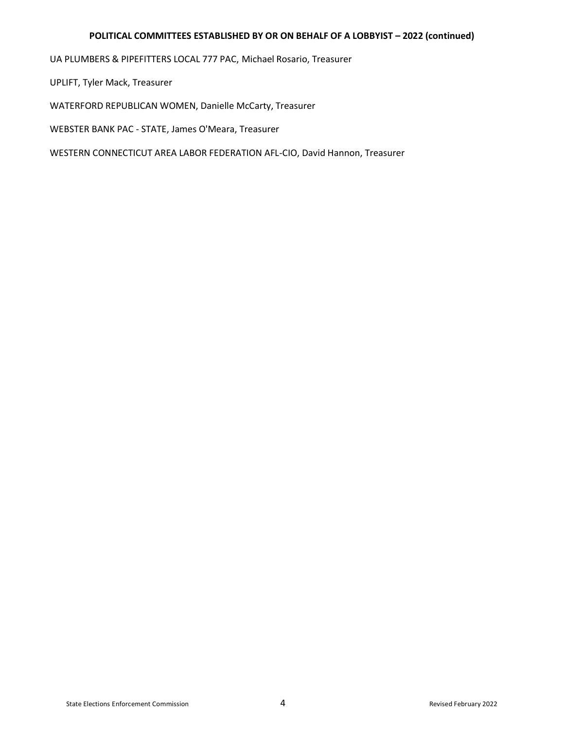**POLITICAL COMMITTEES ESTABLISHED BY OR ON BEHALF OF A LOBBYIST – 2022 (continued)**

UA PLUMBERS & PIPEFITTERS LOCAL 777 PAC, Michael Rosario, Treasurer

UPLIFT, Tyler Mack, Treasurer

WATERFORD REPUBLICAN WOMEN, Danielle McCarty, Treasurer

WEBSTER BANK PAC - STATE, James O'Meara, Treasurer

WESTERN CONNECTICUT AREA LABOR FEDERATION AFL-CIO, David Hannon, Treasurer